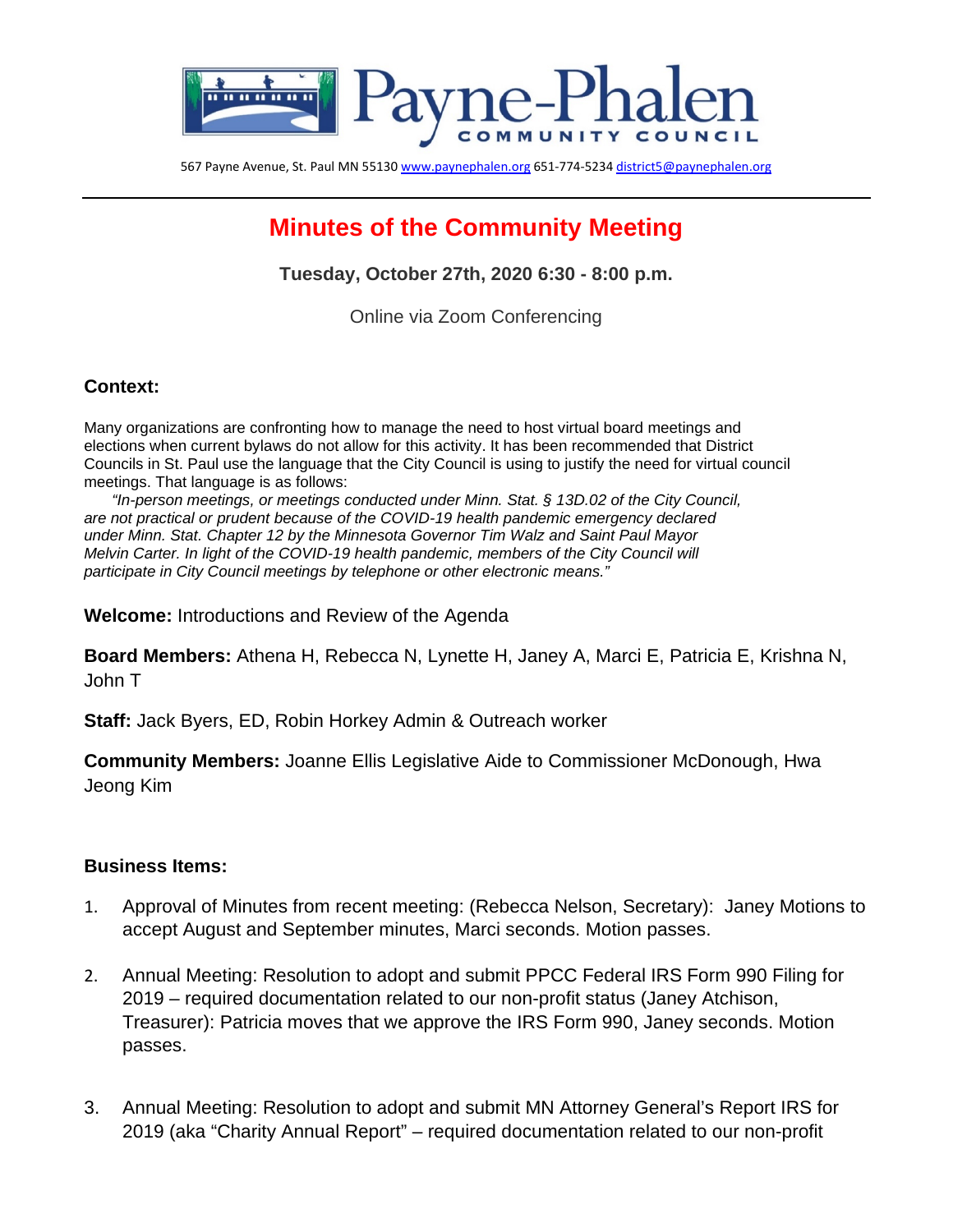# Payne-Phalen COMMUNITY COUNCIL

567 Payne Avenue, St. Paul MN 55130 www.paynephalen.org 651-774-5234 district5@paynephalen.org

---

## Minutes of the Community Meeting

**Tuesday, October 27th, 2020 6:30 - 8:00 p.m.**

Online via Zoom Conferencing

### Context:

Many organizations are confronting how to manage the need to host virtual board meetings and elections when current bylaws do not allow for this activity. It has been recommended that District Councils in St. Paul use the language that the City Council is using to justify the need for virtual council meetings. That language is as follows:

*"In-person meetings, or meetings conducted under Minn. Stat. § 13D.02 of the City Council, are not practical or prudent because of the COVID-19 health pandemic emergency declared under Minn. Stat. Chapter 12 by the Minnesota Governor Tim Walz and Saint Paul Mayor Melvin Carter. In light of the COVID-19 health pandemic, members of the City Council will participate in City Council meetings by telephone or other electronic means."*

**Welcome:** Introductions and Review of the Agenda

**Board Members:** Athena H, Rebecca N, Lynette H, Janey A, Marci E, Patricia E, Krishna N, John T

**Staff:** Jack Byers, ED, Robin Horkey Admin & Outreach worker

**Community Members:** Joanne Ellis Legislative Aide to Commissioner McDonough, Hwa Jeong Kim

### Business Items:

1. Approval of Minutes from recent meeting: (Rebecca Nelson, Secretary): Janey Motions to accept August and September minutes, Marci seconds. Motion passes.

2. Annual Meeting: Resolution to adopt and submit PPCC Federal IRS Form 990 Filing for 2019 – required documentation related to our non-profit status (Janey Atchison, Treasurer): Patricia moves that we approve the IRS Form 990, Janey seconds. Motion passes.

3. Annual Meeting: Resolution to adopt and submit MN Attorney General's Report IRS for 2019 (aka "Charity Annual Report" – required documentation related to our non-profit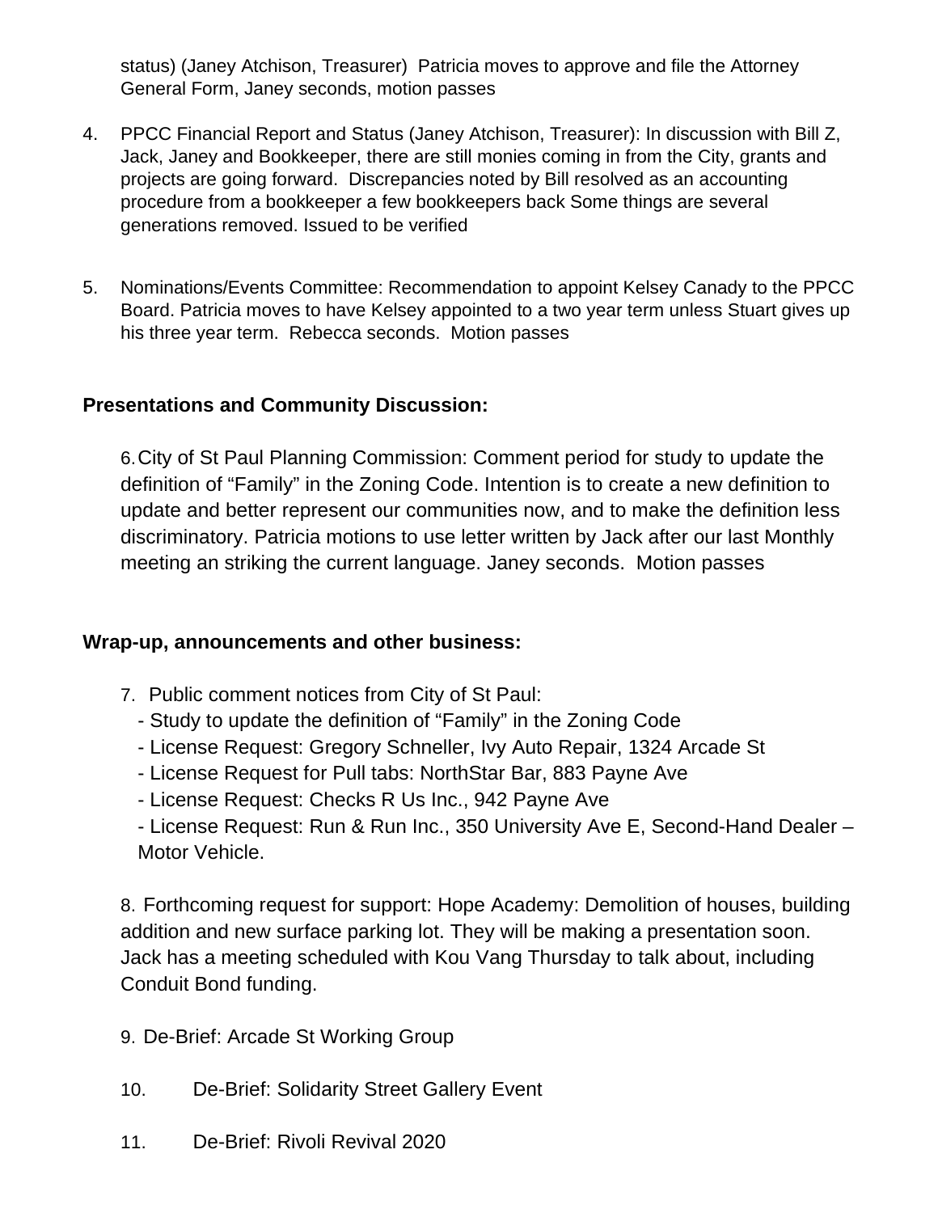status) (Janey Atchison, Treasurer) Patricia moves to approve and file the Attorney General Form, Janey seconds, motion passes

4. PPCC Financial Report and Status (Janey Atchison, Treasurer): In discussion with Bill Z, Jack, Janey and Bookkeeper, there are still monies coming in from the City, grants and projects are going forward. Discrepancies noted by Bill resolved as an accounting procedure from a bookkeeper a few bookkeepers back Some things are several generations removed. Issued to be verified

5. Nominations/Events Committee: Recommendation to appoint Kelsey Canady to the PPCC Board. Patricia moves to have Kelsey appointed to a two year term unless Stuart gives up his three year term. Rebecca seconds. Motion passes

**Presentations and Community Discussion:**

6. City of St Paul Planning Commission: Comment period for study to update the definition of "Family" in the Zoning Code. Intention is to create a new definition to update and better represent our communities now, and to make the definition less discriminatory. Patricia motions to use letter written by Jack after our last Monthly meeting an striking the current language. Janey seconds. Motion passes

**Wrap-up, announcements and other business:**

7. Public comment notices from City of St Paul:
   - Study to update the definition of "Family" in the Zoning Code
   - License Request: Gregory Schneller, Ivy Auto Repair, 1324 Arcade St
   - License Request for Pull tabs: NorthStar Bar, 883 Payne Ave
   - License Request: Checks R Us Inc., 942 Payne Ave
   - License Request: Run & Run Inc., 350 University Ave E, Second-Hand Dealer – Motor Vehicle.

8. Forthcoming request for support: Hope Academy: Demolition of houses, building addition and new surface parking lot. They will be making a presentation soon. Jack has a meeting scheduled with Kou Vang Thursday to talk about, including Conduit Bond funding.

9. De-Brief: Arcade St Working Group

10. De-Brief: Solidarity Street Gallery Event

11. De-Brief: Rivoli Revival 2020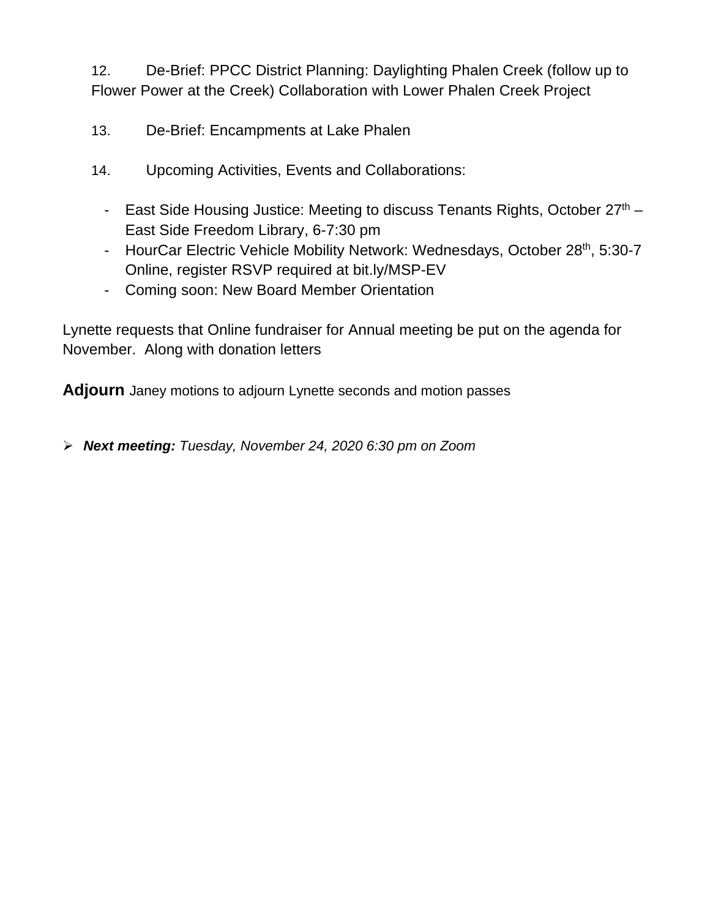12. De-Brief: PPCC District Planning: Daylighting Phalen Creek (follow up to Flower Power at the Creek) Collaboration with Lower Phalen Creek Project

13. De-Brief: Encampments at Lake Phalen

14. Upcoming Activities, Events and Collaborations:

   - East Side Housing Justice: Meeting to discuss Tenants Rights, October 27th – East Side Freedom Library, 6-7:30 pm
   - HourCar Electric Vehicle Mobility Network: Wednesdays, October 28th, 5:30-7 Online, register RSVP required at bit.ly/MSP-EV
   - Coming soon: New Board Member Orientation

Lynette requests that Online fundraiser for Annual meeting be put on the agenda for November. Along with donation letters

**Adjourn** Janey motions to adjourn Lynette seconds and motion passes

- ***Next meeting:*** *Tuesday, November 24, 2020 6:30 pm on Zoom*